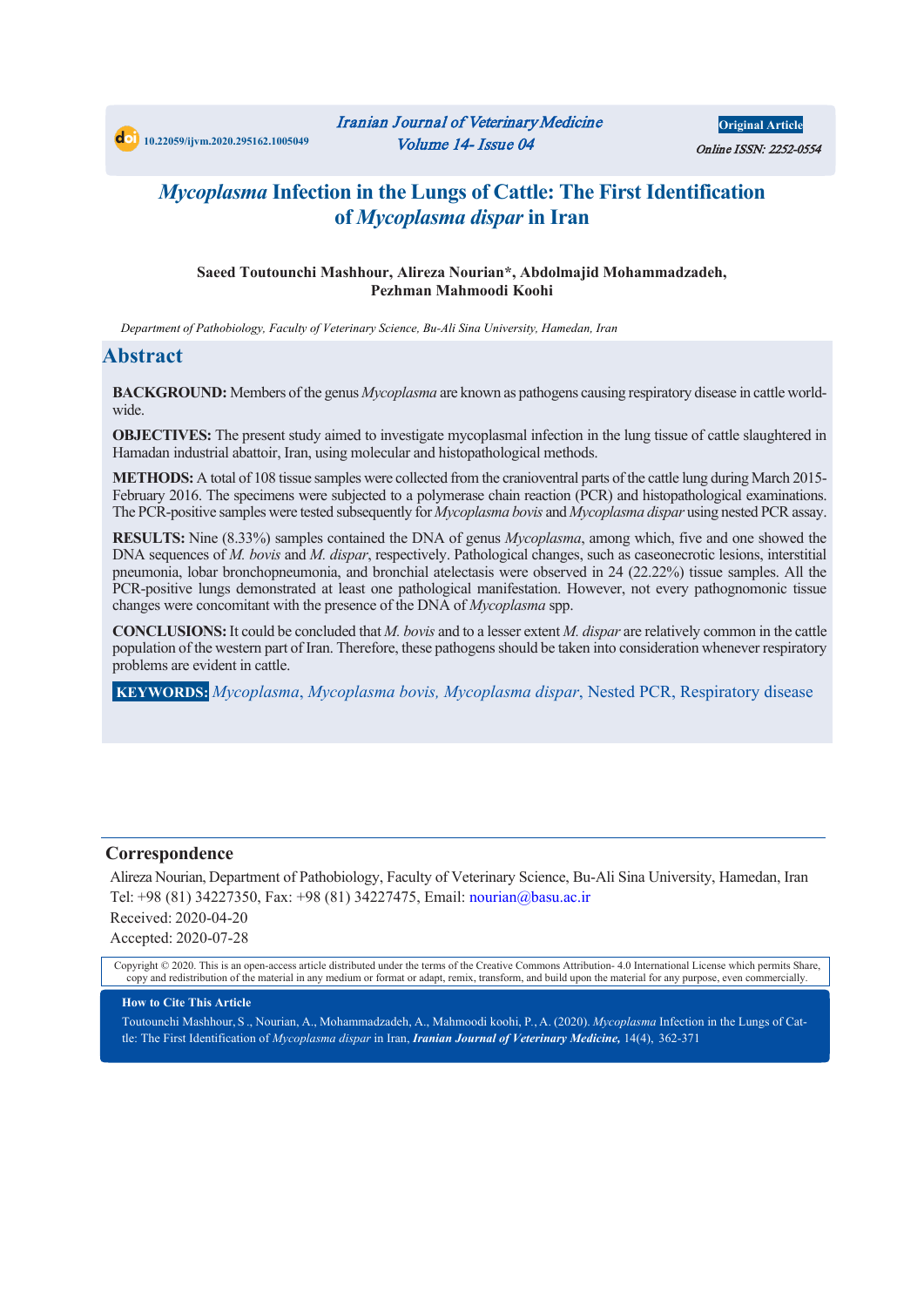10.22059/ijvm.2020.295162.1005049

**Original Article**

Online ISSN: 2252-0554

# *Mycoplasma* Infection in the Lungs of Cattle: The First Identification of *Mycoplasma dispar* in Iran

**Saeed Toutounchi Mashhour, Alireza Nourian\*, Abdolmajid Mohammadzadeh, Pezhman Mahmoodi Koohi**

*Department of Pathobiology, Faculty of Veterinary Science, Bu-Ali Sina University, Hamedan, Iran*

## Abstract

**BACKGROUND:** Members of the genus *Mycoplasma* are known as pathogens causing respiratory disease in cattle worldwide.

**OBJECTIVES:** The present study aimed to investigate mycoplasmal infection in the lung tissue of cattle slaughtered in Hamadan industrial abattoir, Iran, using molecular and histopathological methods.

**METHODS:** A total of 108 tissue samples were collected from the cranioventral parts of the cattle lung during March 2015-February 2016. The specimens were subjected to a polymerase chain reaction (PCR) and histopathological examinations. The PCR-positive samples were tested subsequently for *Mycoplasma bovis* and *Mycoplasma dispar* using nested PCR assay.

**RESULTS:** Nine (8.33%) samples contained the DNA of genus *Mycoplasma*, among which, five and one showed the DNA sequences of *M. bovis* and *M. dispar*, respectively. Pathological changes, such as caseonecrotic lesions, interstitial pneumonia, lobar bronchopneumonia, and bronchial atelectasis were observed in 24 (22.22%) tissue samples. All the PCR-positive lungs demonstrated at least one pathological manifestation. However, not every pathognomonic tissue changes were concomitant with the presence of the DNA of *Mycoplasma* spp.

**CONCLUSIONS:** It could be concluded that *M. bovis* and to a lesser extent *M. dispar* are relatively common in the cattle population of the western part of Iran. Therefore, these pathogens should be taken into consideration whenever respiratory problems are evident in cattle.

**KEYWORDS:** *Mycoplasma*, *Mycoplasma bovis*, *Mycoplasma dispar*, Nested PCR, Respiratory disease

## Correspondence

Alireza Nourian, Department of Pathobiology, Faculty of Veterinary Science, Bu-Ali Sina University, Hamedan, Iran
Tel: +98 (81) 34227350, Fax: +98 (81) 34227475, Email: nourian@basu.ac.ir
Received: 2020-04-20
Accepted: 2020-07-28

Copyright © 2020. This is an open-access article distributed under the terms of the Creative Commons Attribution- 4.0 International License which permits Share, copy and redistribution of the material in any medium or format or adapt, remix, transform, and build upon the material for any purpose, even commercially.

**How to Cite This Article**

Toutounchi Mashhour, S., Nourian, A., Mohammadzadeh, A., Mahmoodi koohi, P., A. (2020). *Mycoplasma* Infection in the Lungs of Cattle: The First Identification of *Mycoplasma dispar* in Iran, ***Iranian Journal of Veterinary Medicine,*** 14(4), 362-371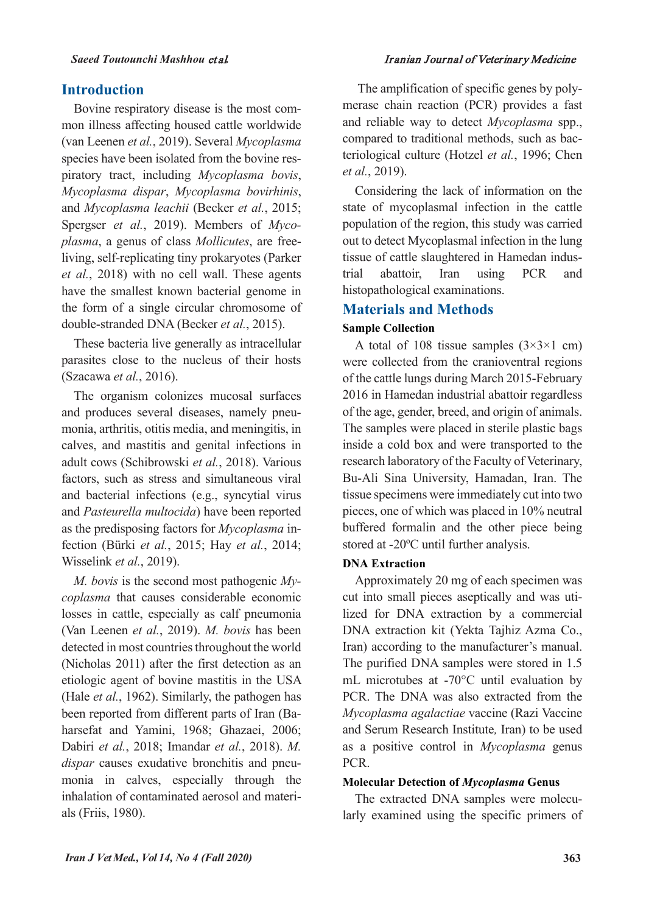## Introduction

Bovine respiratory disease is the most common illness affecting housed cattle worldwide (van Leenen *et al.*, 2019). Several *Mycoplasma* species have been isolated from the bovine respiratory tract, including *Mycoplasma bovis*, *Mycoplasma dispar*, *Mycoplasma bovirhinis*, and *Mycoplasma leachii* (Becker *et al.*, 2015; Spergser *et al.*, 2019). Members of *Mycoplasma*, a genus of class *Mollicutes*, are free-living, self-replicating tiny prokaryotes (Parker *et al.*, 2018) with no cell wall. These agents have the smallest known bacterial genome in the form of a single circular chromosome of double-stranded DNA (Becker *et al.*, 2015).

These bacteria live generally as intracellular parasites close to the nucleus of their hosts (Szacawa *et al.*, 2016).

The organism colonizes mucosal surfaces and produces several diseases, namely pneumonia, arthritis, otitis media, and meningitis, in calves, and mastitis and genital infections in adult cows (Schibrowski *et al.*, 2018). Various factors, such as stress and simultaneous viral and bacterial infections (e.g., syncytial virus and *Pasteurella multocida*) have been reported as the predisposing factors for *Mycoplasma* infection (Bürki *et al.*, 2015; Hay *et al.*, 2014; Wisselink *et al.*, 2019).

*M. bovis* is the second most pathogenic *Mycoplasma* that causes considerable economic losses in cattle, especially as calf pneumonia (Van Leenen *et al.*, 2019). *M. bovis* has been detected in most countries throughout the world (Nicholas 2011) after the first detection as an etiologic agent of bovine mastitis in the USA (Hale *et al.*, 1962). Similarly, the pathogen has been reported from different parts of Iran (Baharsefat and Yamini, 1968; Ghazaei, 2006; Dabiri *et al.*, 2018; Imandar *et al.*, 2018). *M. dispar* causes exudative bronchitis and pneumonia in calves, especially through the inhalation of contaminated aerosol and materials (Friis, 1980).

The amplification of specific genes by polymerase chain reaction (PCR) provides a fast and reliable way to detect *Mycoplasma* spp., compared to traditional methods, such as bacteriological culture (Hotzel *et al.*, 1996; Chen *et al.*, 2019).

Considering the lack of information on the state of mycoplasmal infection in the cattle population of the region, this study was carried out to detect Mycoplasmal infection in the lung tissue of cattle slaughtered in Hamedan industrial abattoir, Iran using PCR and histopathological examinations.

## Materials and Methods

### Sample Collection

A total of 108 tissue samples (3×3×1 cm) were collected from the cranioventral regions of the cattle lungs during March 2015-February 2016 in Hamedan industrial abattoir regardless of the age, gender, breed, and origin of animals. The samples were placed in sterile plastic bags inside a cold box and were transported to the research laboratory of the Faculty of Veterinary, Bu-Ali Sina University, Hamadan, Iran. The tissue specimens were immediately cut into two pieces, one of which was placed in 10% neutral buffered formalin and the other piece being stored at -20ºC until further analysis.

### DNA Extraction

Approximately 20 mg of each specimen was cut into small pieces aseptically and was utilized for DNA extraction by a commercial DNA extraction kit (Yekta Tajhiz Azma Co., Iran) according to the manufacturer's manual. The purified DNA samples were stored in 1.5 mL microtubes at -70°C until evaluation by PCR. The DNA was also extracted from the *Mycoplasma agalactiae* vaccine (Razi Vaccine and Serum Research Institute, Iran) to be used as a positive control in *Mycoplasma* genus PCR.

### Molecular Detection of *Mycoplasma* Genus

The extracted DNA samples were molecularly examined using the specific primers of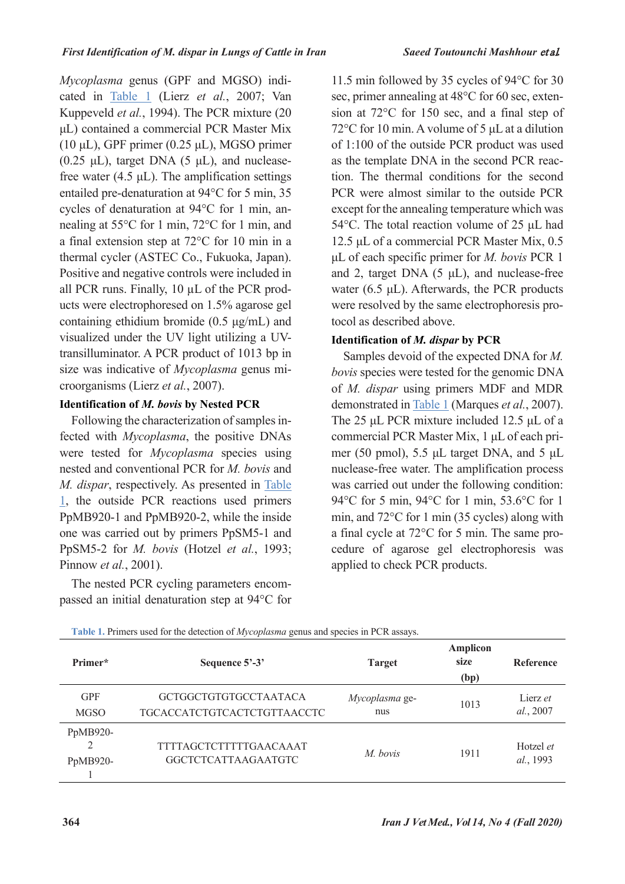*Mycoplasma* genus (GPF and MGSO) indicated in Table 1 (Lierz *et al.*, 2007; Van Kuppeveld *et al.*, 1994). The PCR mixture (20 µL) contained a commercial PCR Master Mix (10 µL), GPF primer (0.25 µL), MGSO primer (0.25 µL), target DNA (5 µL), and nuclease-free water (4.5 µL). The amplification settings entailed pre-denaturation at 94°C for 5 min, 35 cycles of denaturation at 94°C for 1 min, annealing at 55°C for 1 min, 72°C for 1 min, and a final extension step at 72°C for 10 min in a thermal cycler (ASTEC Co., Fukuoka, Japan). Positive and negative controls were included in all PCR runs. Finally, 10 µL of the PCR products were electrophoresed on 1.5% agarose gel containing ethidium bromide (0.5 µg/mL) and visualized under the UV light utilizing a UV-transilluminator. A PCR product of 1013 bp in size was indicative of *Mycoplasma* genus microorganisms (Lierz *et al.*, 2007).

### Identification of *M. bovis* by Nested PCR

Following the characterization of samples infected with *Mycoplasma*, the positive DNAs were tested for *Mycoplasma* species using nested and conventional PCR for *M. bovis* and *M. dispar*, respectively. As presented in Table 1, the outside PCR reactions used primers PpMB920-1 and PpMB920-2, while the inside one was carried out by primers PpSM5-1 and PpSM5-2 for *M. bovis* (Hotzel *et al.*, 1993; Pinnow *et al.*, 2001).

The nested PCR cycling parameters encompassed an initial denaturation step at 94°C for 11.5 min followed by 35 cycles of 94°C for 30 sec, primer annealing at 48°C for 60 sec, extension at 72°C for 150 sec, and a final step of 72°C for 10 min. A volume of 5 µL at a dilution of 1:100 of the outside PCR product was used as the template DNA in the second PCR reaction. The thermal conditions for the second PCR were almost similar to the outside PCR except for the annealing temperature which was 54°C. The total reaction volume of 25 µL had 12.5 µL of a commercial PCR Master Mix, 0.5 µL of each specific primer for *M. bovis* PCR 1 and 2, target DNA (5 µL), and nuclease-free water (6.5 µL). Afterwards, the PCR products were resolved by the same electrophoresis protocol as described above.

### Identification of *M. dispar* by PCR

Samples devoid of the expected DNA for *M. bovis* species were tested for the genomic DNA of *M. dispar* using primers MDF and MDR demonstrated in Table 1 (Marques *et al.*, 2007). The 25 µL PCR mixture included 12.5 µL of a commercial PCR Master Mix, 1 µL of each primer (50 pmol), 5.5 µL target DNA, and 5 µL nuclease-free water. The amplification process was carried out under the following condition: 94°C for 5 min, 94°C for 1 min, 53.6°C for 1 min, and 72°C for 1 min (35 cycles) along with a final cycle at 72°C for 5 min. The same procedure of agarose gel electrophoresis was applied to check PCR products.

**Table 1.** Primers used for the detection of *Mycoplasma* genus and species in PCR assays.

| Primer* | Sequence 5'-3' | Target | Amplicon size (bp) | Reference |
|---|---|---|---|---|
| GPF<br>MGSO | GCTGGCTGTGTGCCTAATACA<br>TGCACCATCTGTCACTCTGTTAACCTC | *Mycoplasma* genus | 1013 | Lierz *et al.*, 2007 |
| PpMB920-2<br>PpMB920-1 | TTTTAGCTCTTTTTGAACAAAT<br>GGCTCTCATTAAGAATGTC | *M. bovis* | 1911 | Hotzel *et al.*, 1993 |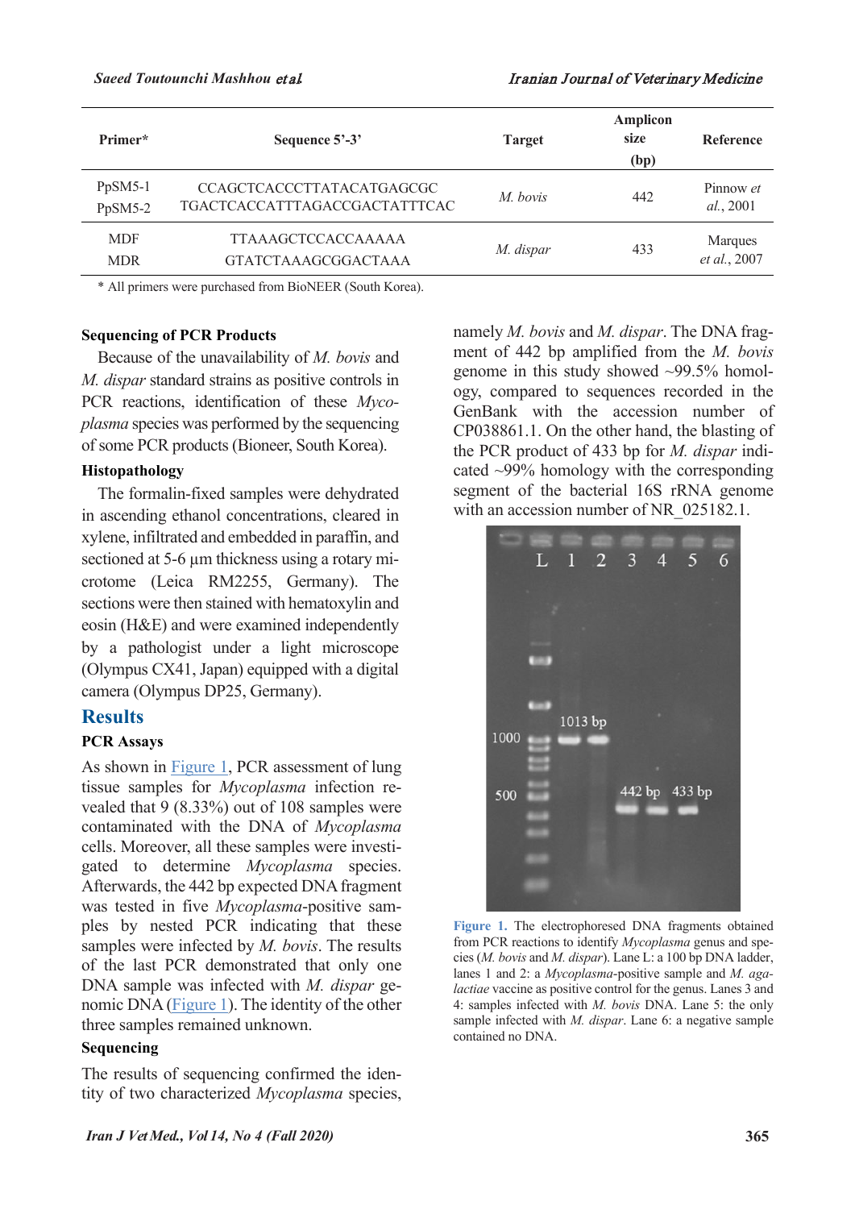| Primer* | Sequence 5'-3' | Target | Amplicon size (bp) | Reference |
|---|---|---|---|---|
| PpSM5-1<br>PpSM5-2 | CCAGCTCACCCTTATACATGAGCGC<br>TGACTCACCATTTAGACCGACTATTTCAC | *M. bovis* | 442 | Pinnow *et al.*, 2001 |
| MDF<br>MDR | TTAAAGCTCCACCAAAAA<br>GTATCTAAAGCGGACTAAA | *M. dispar* | 433 | Marques *et al.*, 2007 |

\* All primers were purchased from BioNEER (South Korea).

### Sequencing of PCR Products

Because of the unavailability of *M. bovis* and *M. dispar* standard strains as positive controls in PCR reactions, identification of these *Mycoplasma* species was performed by the sequencing of some PCR products (Bioneer, South Korea).

### Histopathology

The formalin-fixed samples were dehydrated in ascending ethanol concentrations, cleared in xylene, infiltrated and embedded in paraffin, and sectioned at 5-6 µm thickness using a rotary microtome (Leica RM2255, Germany). The sections were then stained with hematoxylin and eosin (H&E) and were examined independently by a pathologist under a light microscope (Olympus CX41, Japan) equipped with a digital camera (Olympus DP25, Germany).

## Results

### PCR Assays

As shown in Figure 1, PCR assessment of lung tissue samples for *Mycoplasma* infection revealed that 9 (8.33%) out of 108 samples were contaminated with the DNA of *Mycoplasma* cells. Moreover, all these samples were investigated to determine *Mycoplasma* species. Afterwards, the 442 bp expected DNA fragment was tested in five *Mycoplasma*-positive samples by nested PCR indicating that these samples were infected by *M. bovis*. The results of the last PCR demonstrated that only one DNA sample was infected with *M. dispar* genomic DNA (Figure 1). The identity of the other three samples remained unknown.

### Sequencing

The results of sequencing confirmed the identity of two characterized *Mycoplasma* species, namely *M. bovis* and *M. dispar*. The DNA fragment of 442 bp amplified from the *M. bovis* genome in this study showed ~99.5% homology, compared to sequences recorded in the GenBank with the accession number of CP038861.1. On the other hand, the blasting of the PCR product of 433 bp for *M. dispar* indicated ~99% homology with the corresponding segment of the bacterial 16S rRNA genome with an accession number of NR_025182.1.

**Figure 1.** The electrophoresed DNA fragments obtained from PCR reactions to identify *Mycoplasma* genus and species (*M. bovis* and *M. dispar*). Lane L: a 100 bp DNA ladder, lanes 1 and 2: a *Mycoplasma*-positive sample and *M. agalactiae* vaccine as positive control for the genus. Lanes 3 and 4: samples infected with *M. bovis* DNA. Lane 5: the only sample infected with *M. dispar*. Lane 6: a negative sample contained no DNA.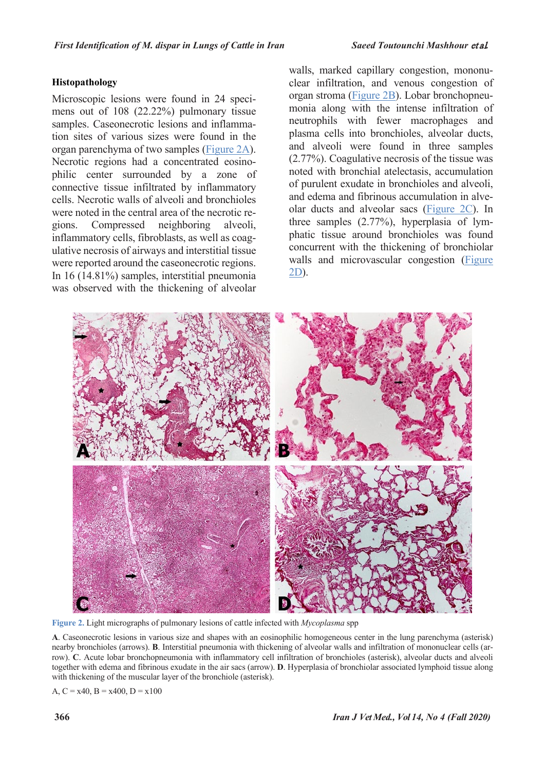### Histopathology

Microscopic lesions were found in 24 specimens out of 108 (22.22%) pulmonary tissue samples. Caseonecrotic lesions and inflammation sites of various sizes were found in the organ parenchyma of two samples (Figure 2A). Necrotic regions had a concentrated eosinophilic center surrounded by a zone of connective tissue infiltrated by inflammatory cells. Necrotic walls of alveoli and bronchioles were noted in the central area of the necrotic regions. Compressed neighboring alveoli, inflammatory cells, fibroblasts, as well as coagulative necrosis of airways and interstitial tissue were reported around the caseonecrotic regions. In 16 (14.81%) samples, interstitial pneumonia was observed with the thickening of alveolar walls, marked capillary congestion, mononuclear infiltration, and venous congestion of organ stroma (Figure 2B). Lobar bronchopneumonia along with the intense infiltration of neutrophils with fewer macrophages and plasma cells into bronchioles, alveolar ducts, and alveoli were found in three samples (2.77%). Coagulative necrosis of the tissue was noted with bronchial atelectasis, accumulation of purulent exudate in bronchioles and alveoli, and edema and fibrinous accumulation in alveolar ducts and alveolar sacs (Figure 2C). In three samples (2.77%), hyperplasia of lymphatic tissue around bronchioles was found concurrent with the thickening of bronchiolar walls and microvascular congestion (Figure 2D).

**Figure 2.** Light micrographs of pulmonary lesions of cattle infected with *Mycoplasma* spp

**A**. Caseonecrotic lesions in various size and shapes with an eosinophilic homogeneous center in the lung parenchyma (asterisk) nearby bronchioles (arrows). **B**. Interstitial pneumonia with thickening of alveolar walls and infiltration of mononuclear cells (arrow). **C**. Acute lobar bronchopneumonia with inflammatory cell infiltration of bronchioles (asterisk), alveolar ducts and alveoli together with edema and fibrinous exudate in the air sacs (arrow). **D**. Hyperplasia of bronchiolar associated lymphoid tissue along with thickening of the muscular layer of the bronchiole (asterisk).

A, C = x40, B = x400, D = x100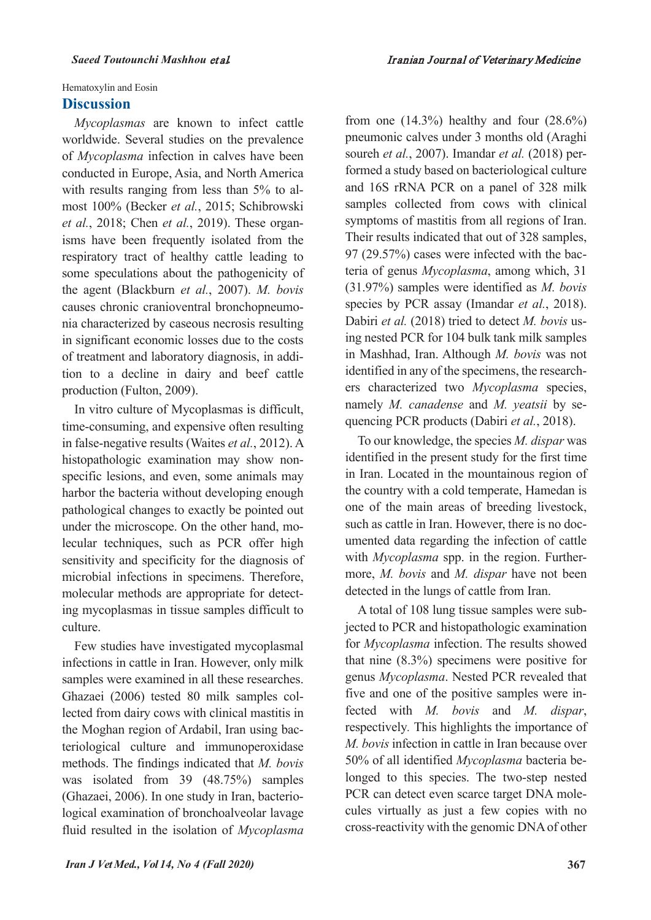Hematoxylin and Eosin

## Discussion

*Mycoplasmas* are known to infect cattle worldwide. Several studies on the prevalence of *Mycoplasma* infection in calves have been conducted in Europe, Asia, and North America with results ranging from less than 5% to almost 100% (Becker *et al.*, 2015; Schibrowski *et al.*, 2018; Chen *et al.*, 2019). These organisms have been frequently isolated from the respiratory tract of healthy cattle leading to some speculations about the pathogenicity of the agent (Blackburn *et al.*, 2007). *M. bovis* causes chronic cranioventral bronchopneumonia characterized by caseous necrosis resulting in significant economic losses due to the costs of treatment and laboratory diagnosis, in addition to a decline in dairy and beef cattle production (Fulton, 2009).

In vitro culture of Mycoplasmas is difficult, time-consuming, and expensive often resulting in false-negative results (Waites *et al.*, 2012). A histopathologic examination may show nonspecific lesions, and even, some animals may harbor the bacteria without developing enough pathological changes to exactly be pointed out under the microscope. On the other hand, molecular techniques, such as PCR offer high sensitivity and specificity for the diagnosis of microbial infections in specimens. Therefore, molecular methods are appropriate for detecting mycoplasmas in tissue samples difficult to culture.

Few studies have investigated mycoplasmal infections in cattle in Iran. However, only milk samples were examined in all these researches. Ghazaei (2006) tested 80 milk samples collected from dairy cows with clinical mastitis in the Moghan region of Ardabil, Iran using bacteriological culture and immunoperoxidase methods. The findings indicated that *M. bovis* was isolated from 39 (48.75%) samples (Ghazaei, 2006). In one study in Iran, bacteriological examination of bronchoalveolar lavage fluid resulted in the isolation of *Mycoplasma* from one (14.3%) healthy and four (28.6%) pneumonic calves under 3 months old (Araghi soureh *et al.*, 2007). Imandar *et al.* (2018) performed a study based on bacteriological culture and 16S rRNA PCR on a panel of 328 milk samples collected from cows with clinical symptoms of mastitis from all regions of Iran. Their results indicated that out of 328 samples, 97 (29.57%) cases were infected with the bacteria of genus *Mycoplasma*, among which, 31 (31.97%) samples were identified as *M. bovis* species by PCR assay (Imandar *et al.*, 2018). Dabiri *et al.* (2018) tried to detect *M. bovis* using nested PCR for 104 bulk tank milk samples in Mashhad, Iran. Although *M. bovis* was not identified in any of the specimens, the researchers characterized two *Mycoplasma* species, namely *M. canadense* and *M. yeatsii* by sequencing PCR products (Dabiri *et al.*, 2018).

To our knowledge, the species *M. dispar* was identified in the present study for the first time in Iran. Located in the mountainous region of the country with a cold temperate, Hamedan is one of the main areas of breeding livestock, such as cattle in Iran. However, there is no documented data regarding the infection of cattle with *Mycoplasma* spp. in the region. Furthermore, *M. bovis* and *M. dispar* have not been detected in the lungs of cattle from Iran.

A total of 108 lung tissue samples were subjected to PCR and histopathologic examination for *Mycoplasma* infection. The results showed that nine (8.3%) specimens were positive for genus *Mycoplasma*. Nested PCR revealed that five and one of the positive samples were infected with *M. bovis* and *M. dispar*, respectively. This highlights the importance of *M. bovis* infection in cattle in Iran because over 50% of all identified *Mycoplasma* bacteria belonged to this species. The two-step nested PCR can detect even scarce target DNA molecules virtually as just a few copies with no cross-reactivity with the genomic DNA of other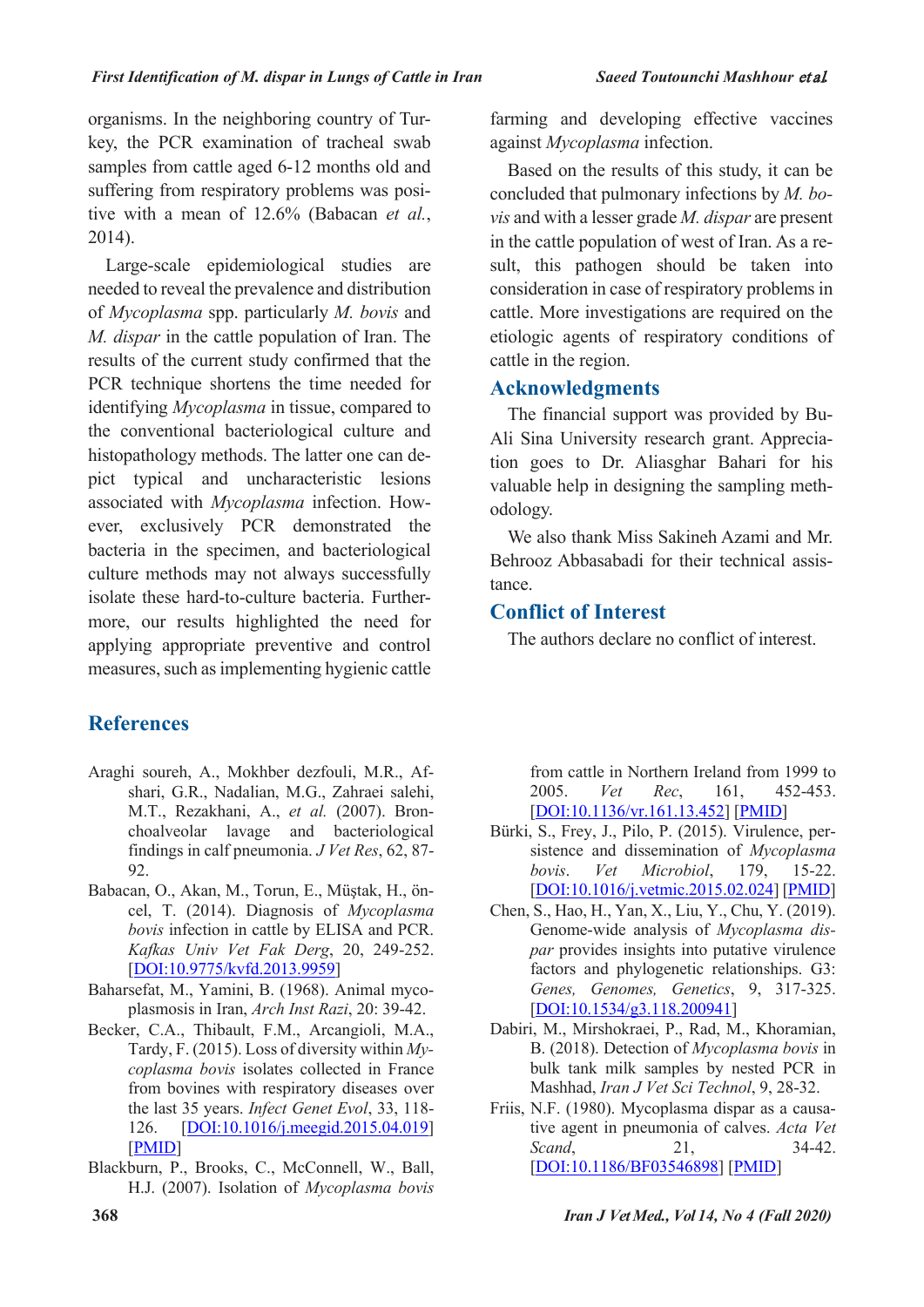organisms. In the neighboring country of Turkey, the PCR examination of tracheal swab samples from cattle aged 6-12 months old and suffering from respiratory problems was positive with a mean of 12.6% (Babacan *et al.*, 2014).

Large-scale epidemiological studies are needed to reveal the prevalence and distribution of *Mycoplasma* spp. particularly *M. bovis* and *M. dispar* in the cattle population of Iran. The results of the current study confirmed that the PCR technique shortens the time needed for identifying *Mycoplasma* in tissue, compared to the conventional bacteriological culture and histopathology methods. The latter one can depict typical and uncharacteristic lesions associated with *Mycoplasma* infection. However, exclusively PCR demonstrated the bacteria in the specimen, and bacteriological culture methods may not always successfully isolate these hard-to-culture bacteria. Furthermore, our results highlighted the need for applying appropriate preventive and control measures, such as implementing hygienic cattle farming and developing effective vaccines against *Mycoplasma* infection.

Based on the results of this study, it can be concluded that pulmonary infections by *M. bovis* and with a lesser grade *M. dispar* are present in the cattle population of west of Iran. As a result, this pathogen should be taken into consideration in case of respiratory problems in cattle. More investigations are required on the etiologic agents of respiratory conditions of cattle in the region.

## Acknowledgments

The financial support was provided by Bu-Ali Sina University research grant. Appreciation goes to Dr. Aliasghar Bahari for his valuable help in designing the sampling methodology.

We also thank Miss Sakineh Azami and Mr. Behrooz Abbasabadi for their technical assistance.

## Conflict of Interest

The authors declare no conflict of interest.

## References

Araghi soureh, A., Mokhber dezfouli, M.R., Afshari, G.R., Nadalian, M.G., Zahraei salehi, M.T., Rezakhani, A., *et al.* (2007). Bronchoalveolar lavage and bacteriological findings in calf pneumonia. *J Vet Res*, 62, 87-92.

Babacan, O., Akan, M., Torun, E., Müştak, H., öncel, T. (2014). Diagnosis of *Mycoplasma bovis* infection in cattle by ELISA and PCR. *Kafkas Univ Vet Fak Derg*, 20, 249-252. [DOI:10.9775/kvfd.2013.9959]

Baharsefat, M., Yamini, B. (1968). Animal mycoplasmosis in Iran, *Arch Inst Razi*, 20: 39-42.

Becker, C.A., Thibault, F.M., Arcangioli, M.A., Tardy, F. (2015). Loss of diversity within *Mycoplasma bovis* isolates collected in France from bovines with respiratory diseases over the last 35 years. *Infect Genet Evol*, 33, 118-126. [DOI:10.1016/j.meegid.2015.04.019] [PMID]

Blackburn, P., Brooks, C., McConnell, W., Ball, H.J. (2007). Isolation of *Mycoplasma bovis* from cattle in Northern Ireland from 1999 to 2005. *Vet Rec*, 161, 452-453. [DOI:10.1136/vr.161.13.452] [PMID]

Bürki, S., Frey, J., Pilo, P. (2015). Virulence, persistence and dissemination of *Mycoplasma bovis*. *Vet Microbiol*, 179, 15-22. [DOI:10.1016/j.vetmic.2015.02.024] [PMID]

Chen, S., Hao, H., Yan, X., Liu, Y., Chu, Y. (2019). Genome-wide analysis of *Mycoplasma dispar* provides insights into putative virulence factors and phylogenetic relationships. G3: *Genes, Genomes, Genetics*, 9, 317-325. [DOI:10.1534/g3.118.200941]

Dabiri, M., Mirshokraei, P., Rad, M., Khoramian, B. (2018). Detection of *Mycoplasma bovis* in bulk tank milk samples by nested PCR in Mashhad, *Iran J Vet Sci Technol*, 9, 28-32.

Friis, N.F. (1980). Mycoplasma dispar as a causative agent in pneumonia of calves. *Acta Vet Scand*, 21, 34-42. [DOI:10.1186/BF03546898] [PMID]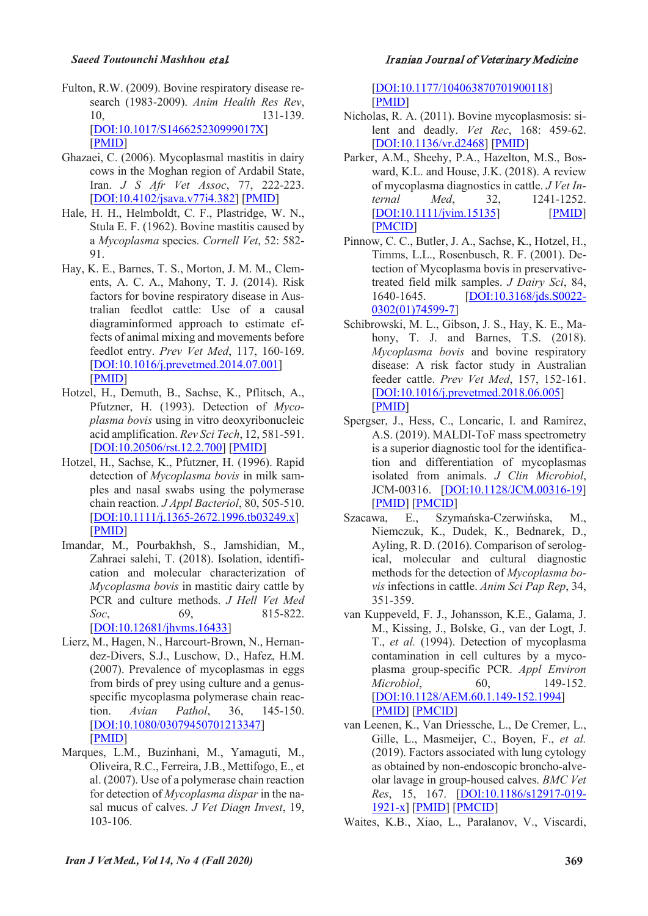Fulton, R.W. (2009). Bovine respiratory disease research (1983-2009). *Anim Health Res Rev*, 10, 131-139. [DOI:10.1017/S146625230999017X] [PMID]

Ghazaei, C. (2006). Mycoplasmal mastitis in dairy cows in the Moghan region of Ardabil State, Iran. *J S Afr Vet Assoc*, 77, 222-223. [DOI:10.4102/jsava.v77i4.382] [PMID]

Hale, H. H., Helmboldt, C. F., Plastridge, W. N., Stula E. F. (1962). Bovine mastitis caused by a *Mycoplasma* species. *Cornell Vet*, 52: 582-91.

Hay, K. E., Barnes, T. S., Morton, J. M. M., Clements, A. C. A., Mahony, T. J. (2014). Risk factors for bovine respiratory disease in Australian feedlot cattle: Use of a causal diagraminformed approach to estimate effects of animal mixing and movements before feedlot entry. *Prev Vet Med*, 117, 160-169. [DOI:10.1016/j.prevetmed.2014.07.001] [PMID]

Hotzel, H., Demuth, B., Sachse, K., Pflitsch, A., Pfutzner, H. (1993). Detection of *Mycoplasma bovis* using in vitro deoxyribonucleic acid amplification. *Rev Sci Tech*, 12, 581-591. [DOI:10.20506/rst.12.2.700] [PMID]

Hotzel, H., Sachse, K., Pfutzner, H. (1996). Rapid detection of *Mycoplasma bovis* in milk samples and nasal swabs using the polymerase chain reaction. *J Appl Bacteriol*, 80, 505-510. [DOI:10.1111/j.1365-2672.1996.tb03249.x] [PMID]

Imandar, M., Pourbakhsh, S., Jamshidian, M., Zahraei salehi, T. (2018). Isolation, identification and molecular characterization of *Mycoplasma bovis* in mastitic dairy cattle by PCR and culture methods. *J Hell Vet Med Soc*, 69, 815-822. [DOI:10.12681/jhvms.16433]

Lierz, M., Hagen, N., Harcourt-Brown, N., Hernandez-Divers, S.J., Luschow, D., Hafez, H.M. (2007). Prevalence of mycoplasmas in eggs from birds of prey using culture and a genus-specific mycoplasma polymerase chain reaction. *Avian Pathol*, 36, 145-150. [DOI:10.1080/03079450701213347] [PMID]

Marques, L.M., Buzinhani, M., Yamaguti, M., Oliveira, R.C., Ferreira, J.B., Mettifogo, E., et al. (2007). Use of a polymerase chain reaction for detection of *Mycoplasma dispar* in the nasal mucus of calves. *J Vet Diagn Invest*, 19, 103-106. [DOI:10.1177/104063870701900118] [PMID]

Nicholas, R. A. (2011). Bovine mycoplasmosis: silent and deadly. *Vet Rec*, 168: 459-62. [DOI:10.1136/vr.d2468] [PMID]

Parker, A.M., Sheehy, P.A., Hazelton, M.S., Bosward, K.L. and House, J.K. (2018). A review of mycoplasma diagnostics in cattle. *J Vet Internal Med*, 32, 1241-1252. [DOI:10.1111/jvim.15135] [PMID] [PMCID]

Pinnow, C. C., Butler, J. A., Sachse, K., Hotzel, H., Timms, L.L., Rosenbusch, R. F. (2001). Detection of Mycoplasma bovis in preservative-treated field milk samples. *J Dairy Sci*, 84, 1640-1645. [DOI:10.3168/jds.S0022-0302(01)74599-7]

Schibrowski, M. L., Gibson, J. S., Hay, K. E., Mahony, T. J. and Barnes, T.S. (2018). *Mycoplasma bovis* and bovine respiratory disease: A risk factor study in Australian feeder cattle. *Prev Vet Med*, 157, 152-161. [DOI:10.1016/j.prevetmed.2018.06.005] [PMID]

Spergser, J., Hess, C., Loncaric, I. and Ramírez, A.S. (2019). MALDI-ToF mass spectrometry is a superior diagnostic tool for the identification and differentiation of mycoplasmas isolated from animals. *J Clin Microbiol*, JCM-00316. [DOI:10.1128/JCM.00316-19] [PMID] [PMCID]

Szacawa, E., Szymańska-Czerwińska, M., Niemczuk, K., Dudek, K., Bednarek, D., Ayling, R. D. (2016). Comparison of serological, molecular and cultural diagnostic methods for the detection of *Mycoplasma bovis* infections in cattle. *Anim Sci Pap Rep*, 34, 351-359.

van Kuppeveld, F. J., Johansson, K.E., Galama, J. M., Kissing, J., Bolske, G., van der Logt, J. T., *et al.* (1994). Detection of mycoplasma contamination in cell cultures by a mycoplasma group-specific PCR. *Appl Environ Microbiol*, 60, 149-152. [DOI:10.1128/AEM.60.1.149-152.1994] [PMID] [PMCID]

van Leenen, K., Van Driessche, L., De Cremer, L., Gille, L., Masmeijer, C., Boyen, F., *et al.* (2019). Factors associated with lung cytology as obtained by non-endoscopic broncho-alveolar lavage in group-housed calves. *BMC Vet Res*, 15, 167. [DOI:10.1186/s12917-019-1921-x] [PMID] [PMCID]

Waites, K.B., Xiao, L., Paralanov, V., Viscardi,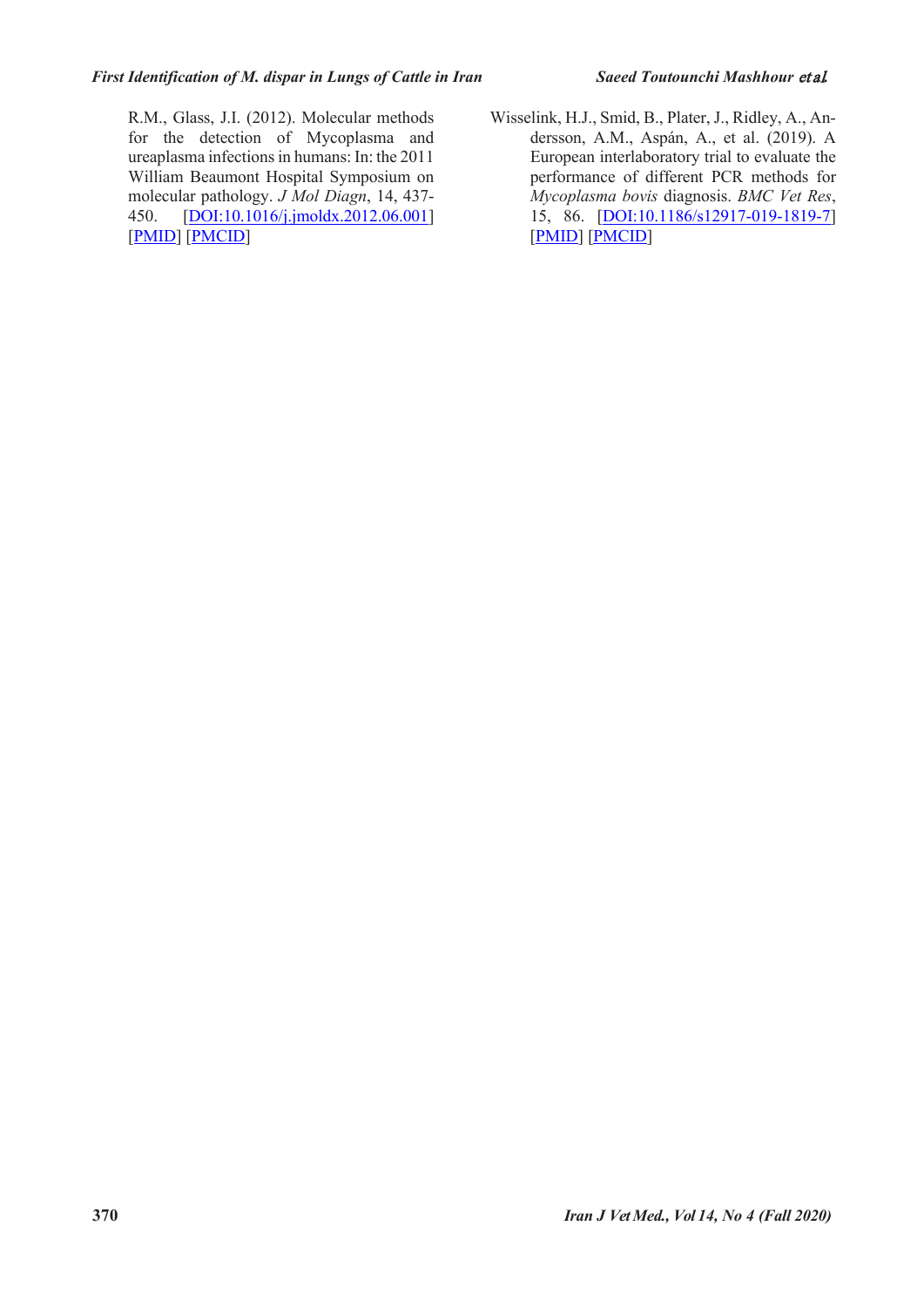R.M., Glass, J.I. (2012). Molecular methods for the detection of Mycoplasma and ureaplasma infections in humans: In: the 2011 William Beaumont Hospital Symposium on molecular pathology. *J Mol Diagn*, 14, 437-450. [DOI:10.1016/j.jmoldx.2012.06.001] [PMID] [PMCID]

Wisselink, H.J., Smid, B., Plater, J., Ridley, A., Andersson, A.M., Aspán, A., et al. (2019). A European interlaboratory trial to evaluate the performance of different PCR methods for *Mycoplasma bovis* diagnosis. *BMC Vet Res*, 15, 86. [DOI:10.1186/s12917-019-1819-7] [PMID] [PMCID]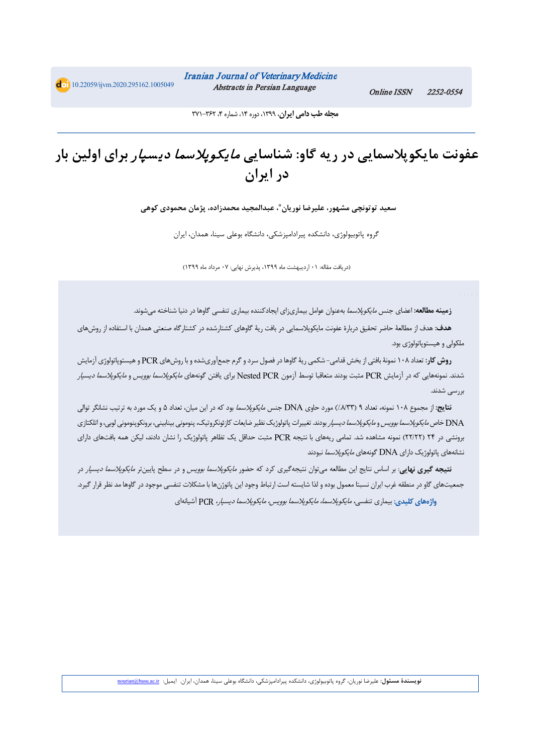Iranian Journal of Veterinary Medicine
Abstracts in Persian Language

10.22059/ijvm.2020.295162.1005049

Online ISSN 2252-0554

**مجله طب دامی ایران**، ۱۳۹۹، دوره ۱۴، شماره ۴، ۳۷۱-۳۶۲

# عفونت مایکوپلاسمایی در ریه گاو: شناسایی *مایکوپلاسما دیسپار* برای اولین بار در ایران

**سعید توتونچی مشهور، علیرضا نوریان\*، عبدالمجید محمدزاده، پژمان محمودی کوهی**

گروه پاتوبیولوژی، دانشکده پیرادامپزشکی، دانشگاه بوعلی سینا، همدان، ایران

(دریافت مقاله: ۰۱ اردیبهشت ماه ۱۳۹۹، پذیرش نهایی: ۰۷ مرداد ماه ۱۳۹۹)

**زمینه مطالعه:** اعضای جنس *مایکوپلاسما* به‌عنوان عوامل بیماری‌زای ایجادکننده بیماری تنفسی گاوها در دنیا شناخته می‌شوند.

**هدف:** هدف از مطالعهٔ حاضر تحقیق دربارهٔ عفونت مایکوپلاسمایی در بافت ریهٔ گاوهای کشتارشده در کشتارگاه صنعتی همدان با استفاده از روش‌های ملکولی و هیستوپاتولوژی بود.

**روش کار:** تعداد ۱۰۸ نمونهٔ بافتی از بخش قدامی- شکمی ریهٔ گاوها در فصول سرد و گرم جمع‌آوری‌شده و با روش‌های PCR و هیستوپاتولوژی آزمایش شدند. نمونه‌هایی که در آزمایش PCR مثبت بودند متعاقبا توسط آزمون Nested PCR برای یافتن گونه‌های *مایکوپلاسما بوویس* و *مایکوپلاسما دیسپار* بررسی شدند.

**نتایج:** از مجموع ۱۰۸ نمونه، تعداد ۹ (۸/۳۳٪) مورد حاوی DNA جنس *مایکوپلاسما* بود که در این میان، تعداد ۵ و یک مورد به ترتیب نشانگر توالی DNA خاص *مایکوپلاسما بوویس* و *مایکوپلاسما دیسپار* بودند. تغییرات پاتولوژیک نظیر ضایعات کازئونکروتیک، پنومونی بینابینی، برونکوپنومونی لوبی، و اتلکتازی برونشی در ۲۴ (۲۲/۲۲) نمونه مشاهده شد. تمامی ریه‌های با نتیجه PCR مثبت حداقل یک تظاهر پاتولوژیک را نشان دادند، لیکن همه بافت‌های دارای نشانه‌های پاتولوژیک دارای DNA گونه‌های *مایکوپلاسما* نبودند.

**نتیجه گیری نهایی:** بر اساس نتایج این مطالعه می‌توان نتیجه‌گیری کرد که حضور *مایکوپلاسما بوویس* و در سطح پایین‌تر *مایکوپلاسما دیسپار* در جمعیت‌های گاو در منطقه غرب ایران نسبتا معمول بوده و لذا شایسته است ارتباط وجود این پاتوژن‌ها با مشکلات تنفسی موجود در گاوها مد نظر قرار گیرد.

**واژه‌های کلیدی:** بیماری تنفسی، *مایکوپلاسما*، *مایکوپلاسما بوویس*، *مایکوپلاسما دیسپار*، PCR آشیانه‌ای

**نویسندهٔ مسئول:** علیرضا نوریان، گروه پاتوبیولوژی، دانشکده پیرادامپزشکی، دانشگاه بوعلی سینا، همدان، ایران. ایمیل: nourian@basu.ac.ir